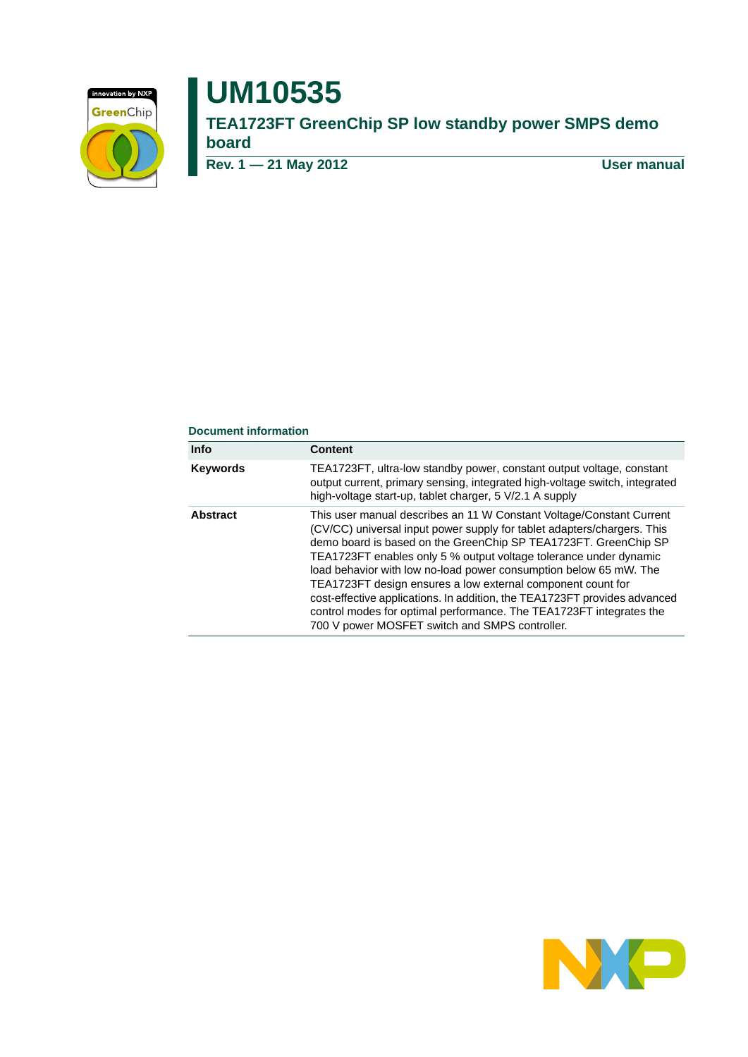# UM10535

## TEA1723FT GreenChip SP low standby power SMPS demo board

**Rev. 1 — 21 May 2012** **User manual**

### Document information

| Info | Content |
|---|---|
| **Keywords** | TEA1723FT, ultra-low standby power, constant output voltage, constant output current, primary sensing, integrated high-voltage switch, integrated high-voltage start-up, tablet charger, 5 V/2.1 A supply |
| **Abstract** | This user manual describes an 11 W Constant Voltage/Constant Current (CV/CC) universal input power supply for tablet adapters/chargers. This demo board is based on the GreenChip SP TEA1723FT. GreenChip SP TEA1723FT enables only 5 % output voltage tolerance under dynamic load behavior with low no-load power consumption below 65 mW. The TEA1723FT design ensures a low external component count for cost-effective applications. In addition, the TEA1723FT provides advanced control modes for optimal performance. The TEA1723FT integrates the 700 V power MOSFET switch and SMPS controller. |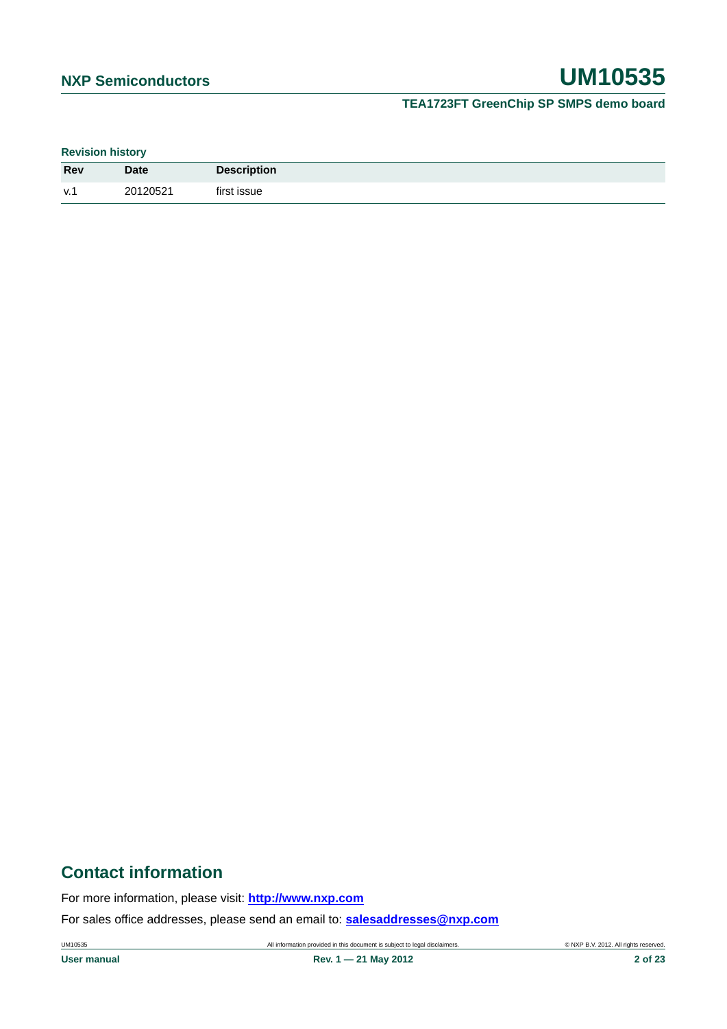**Revision history**

| Rev | Date | Description |
|---|---|---|
| v.1 | 20120521 | first issue |

## Contact information

For more information, please visit: **http://www.nxp.com**

For sales office addresses, please send an email to: **salesaddresses@nxp.com**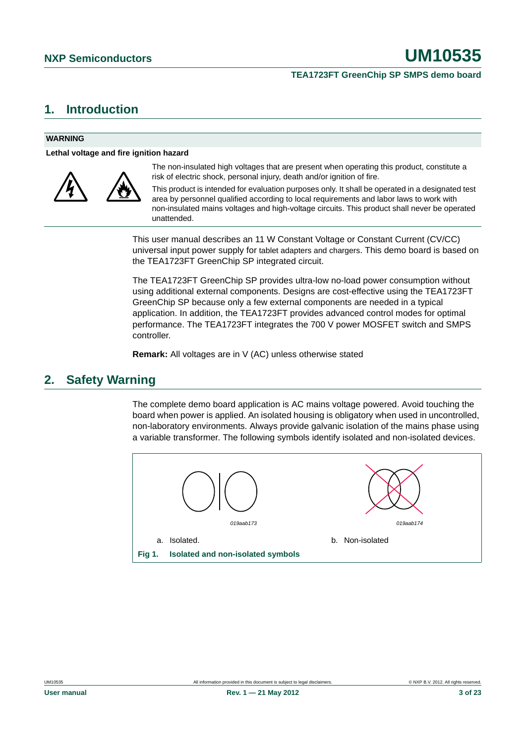# 1. Introduction

**WARNING**

**Lethal voltage and fire ignition hazard**

The non-insulated high voltages that are present when operating this product, constitute a risk of electric shock, personal injury, death and/or ignition of fire.

This product is intended for evaluation purposes only. It shall be operated in a designated test area by personnel qualified according to local requirements and labor laws to work with non-insulated mains voltages and high-voltage circuits. This product shall never be operated unattended.

This user manual describes an 11 W Constant Voltage or Constant Current (CV/CC) universal input power supply for tablet adapters and chargers. This demo board is based on the TEA1723FT GreenChip SP integrated circuit.

The TEA1723FT GreenChip SP provides ultra-low no-load power consumption without using additional external components. Designs are cost-effective using the TEA1723FT GreenChip SP because only a few external components are needed in a typical application. In addition, the TEA1723FT provides advanced control modes for optimal performance. The TEA1723FT integrates the 700 V power MOSFET switch and SMPS controller.

**Remark:** All voltages are in V (AC) unless otherwise stated

# 2. Safety Warning

The complete demo board application is AC mains voltage powered. Avoid touching the board when power is applied. An isolated housing is obligatory when used in uncontrolled, non-laboratory environments. Always provide galvanic isolation of the mains phase using a variable transformer. The following symbols identify isolated and non-isolated devices.

019aab173

a. Isolated.

019aab174

b. Non-isolated

**Fig 1. Isolated and non-isolated symbols**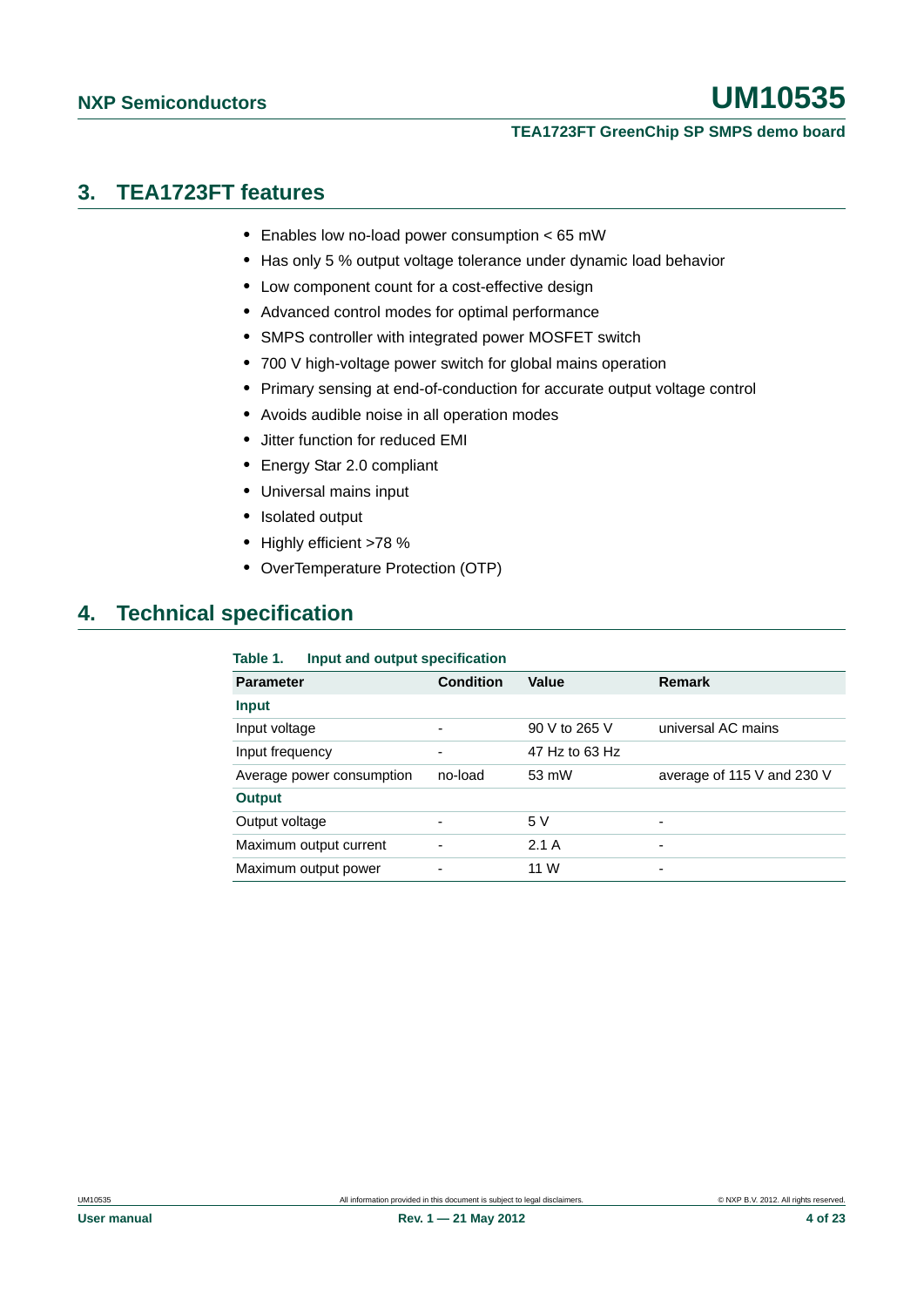## 3. TEA1723FT features

- Enables low no-load power consumption < 65 mW
- Has only 5 % output voltage tolerance under dynamic load behavior
- Low component count for a cost-effective design
- Advanced control modes for optimal performance
- SMPS controller with integrated power MOSFET switch
- 700 V high-voltage power switch for global mains operation
- Primary sensing at end-of-conduction for accurate output voltage control
- Avoids audible noise in all operation modes
- Jitter function for reduced EMI
- Energy Star 2.0 compliant
- Universal mains input
- Isolated output
- Highly efficient >78 %
- OverTemperature Protection (OTP)

## 4. Technical specification

**Table 1. Input and output specification**

| Parameter | Condition | Value | Remark |
|---|---|---|---|
| **Input** | | | |
| Input voltage | - | 90 V to 265 V | universal AC mains |
| Input frequency | - | 47 Hz to 63 Hz | |
| Average power consumption | no-load | 53 mW | average of 115 V and 230 V |
| **Output** | | | |
| Output voltage | - | 5 V | - |
| Maximum output current | - | 2.1 A | - |
| Maximum output power | - | 11 W | - |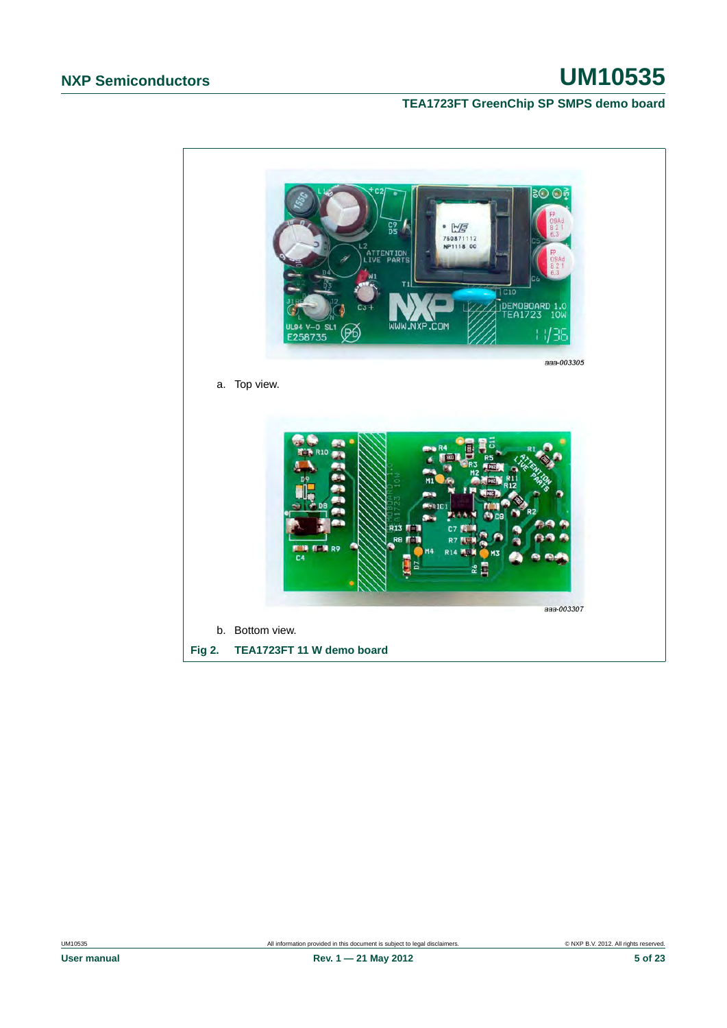aaa-003305

a. Top view.

aaa-003307

b. Bottom view.

**Fig 2. TEA1723FT 11 W demo board**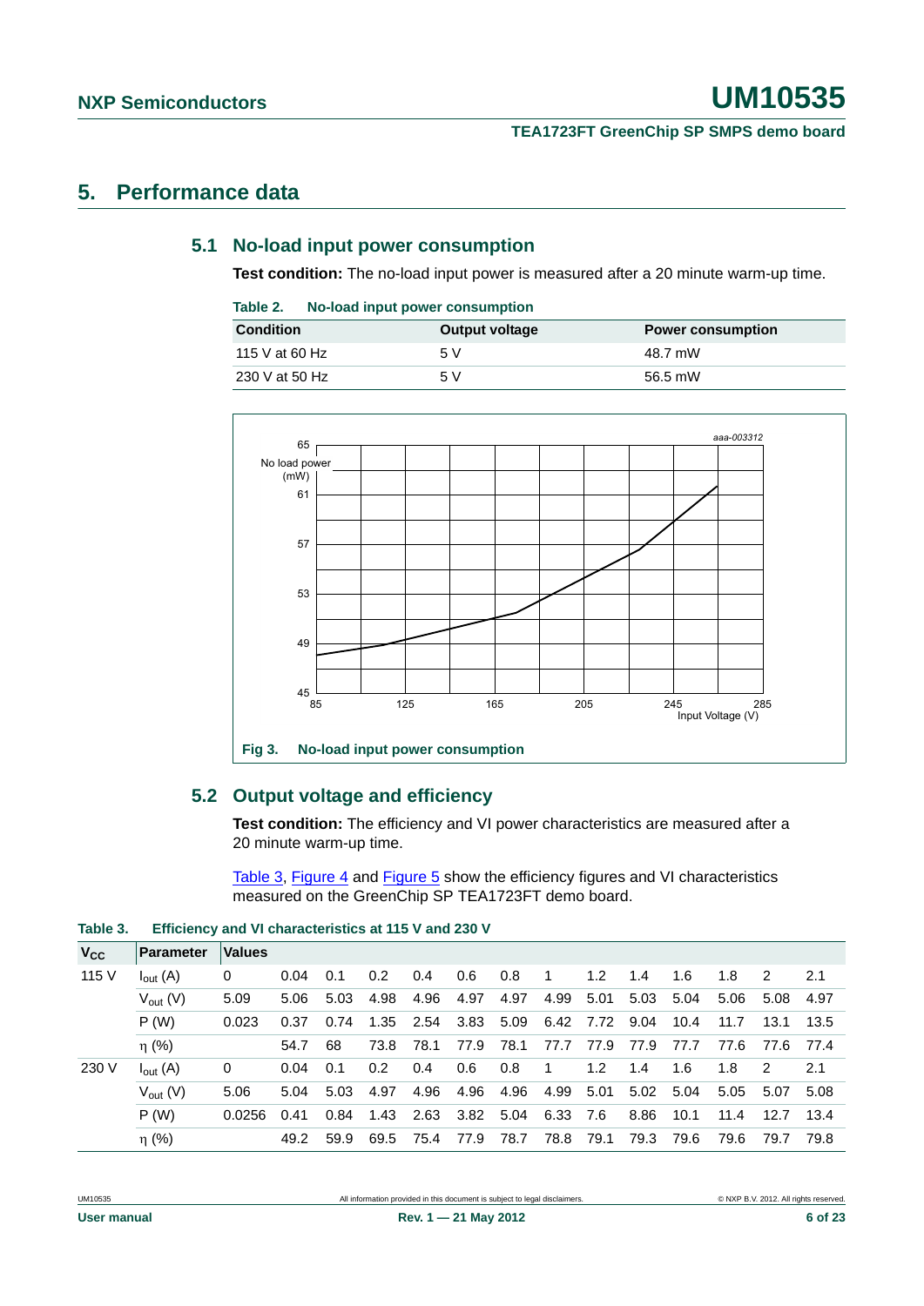# 5. Performance data

## 5.1 No-load input power consumption

**Test condition:** The no-load input power is measured after a 20 minute warm-up time.

**Table 2. No-load input power consumption**

| Condition | Output voltage | Power consumption |
|---|---|---|
| 115 V at 60 Hz | 5 V | 48.7 mW |
| 230 V at 50 Hz | 5 V | 56.5 mW |

aaa-003312

No load power (mW)

65

61

57

53

49

45

85

125

165

205

245

285

Input Voltage (V)

**Fig 3. No-load input power consumption**

## 5.2 Output voltage and efficiency

**Test condition:** The efficiency and VI power characteristics are measured after a 20 minute warm-up time.

Table 3, Figure 4 and Figure 5 show the efficiency figures and VI characteristics measured on the GreenChip SP TEA1723FT demo board.

**Table 3. Efficiency and VI characteristics at 115 V and 230 V**

| $V_{CC}$ | Parameter | Values | | | | | | | | | | | | | |
|---|---|---|---|---|---|---|---|---|---|---|---|---|---|---|---|
| 115 V | $I_{out}$ (A) | 0 | 0.04 | 0.1 | 0.2 | 0.4 | 0.6 | 0.8 | 1 | 1.2 | 1.4 | 1.6 | 1.8 | 2 | 2.1 |
| | $V_{out}$ (V) | 5.09 | 5.06 | 5.03 | 4.98 | 4.96 | 4.97 | 4.97 | 4.99 | 5.01 | 5.03 | 5.04 | 5.06 | 5.08 | 4.97 |
| | P (W) | 0.023 | 0.37 | 0.74 | 1.35 | 2.54 | 3.83 | 5.09 | 6.42 | 7.72 | 9.04 | 10.4 | 11.7 | 13.1 | 13.5 |
| | η (%) | | 54.7 | 68 | 73.8 | 78.1 | 77.9 | 78.1 | 77.7 | 77.9 | 77.9 | 77.7 | 77.6 | 77.6 | 77.4 |
| 230 V | $I_{out}$ (A) | 0 | 0.04 | 0.1 | 0.2 | 0.4 | 0.6 | 0.8 | 1 | 1.2 | 1.4 | 1.6 | 1.8 | 2 | 2.1 |
| | $V_{out}$ (V) | 5.06 | 5.04 | 5.03 | 4.97 | 4.96 | 4.96 | 4.96 | 4.99 | 5.01 | 5.02 | 5.04 | 5.05 | 5.07 | 5.08 |
| | P (W) | 0.0256 | 0.41 | 0.84 | 1.43 | 2.63 | 3.82 | 5.04 | 6.33 | 7.6 | 8.86 | 10.1 | 11.4 | 12.7 | 13.4 |
| | η (%) | | 49.2 | 59.9 | 69.5 | 75.4 | 77.9 | 78.7 | 78.8 | 79.1 | 79.3 | 79.6 | 79.6 | 79.7 | 79.8 |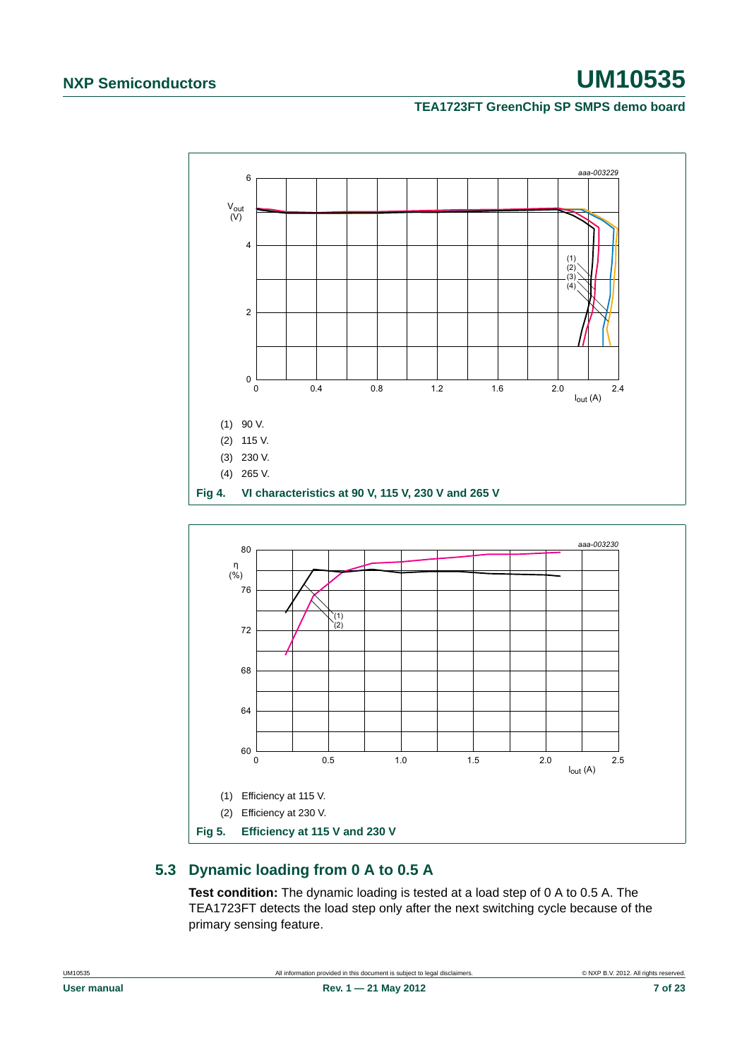aaa-003229

$V_{out}$ (V)

6
4
2
0

0
0.4
0.8
1.2
1.6
2.0
2.4

$I_{out}$ (A)

(1)
(2)
(3)
(4)

(1) 90 V.

(2) 115 V.

(3) 230 V.

(4) 265 V.

**Fig 4. VI characteristics at 90 V, 115 V, 230 V and 265 V**

aaa-003230

η (%)

80
76
72
68
64
60

0
0.5
1.0
1.5
2.0
2.5

$I_{out}$ (A)

(1)
(2)

(1) Efficiency at 115 V.

(2) Efficiency at 230 V.

**Fig 5. Efficiency at 115 V and 230 V**

## 5.3 Dynamic loading from 0 A to 0.5 A

**Test condition:** The dynamic loading is tested at a load step of 0 A to 0.5 A. The TEA1723FT detects the load step only after the next switching cycle because of the primary sensing feature.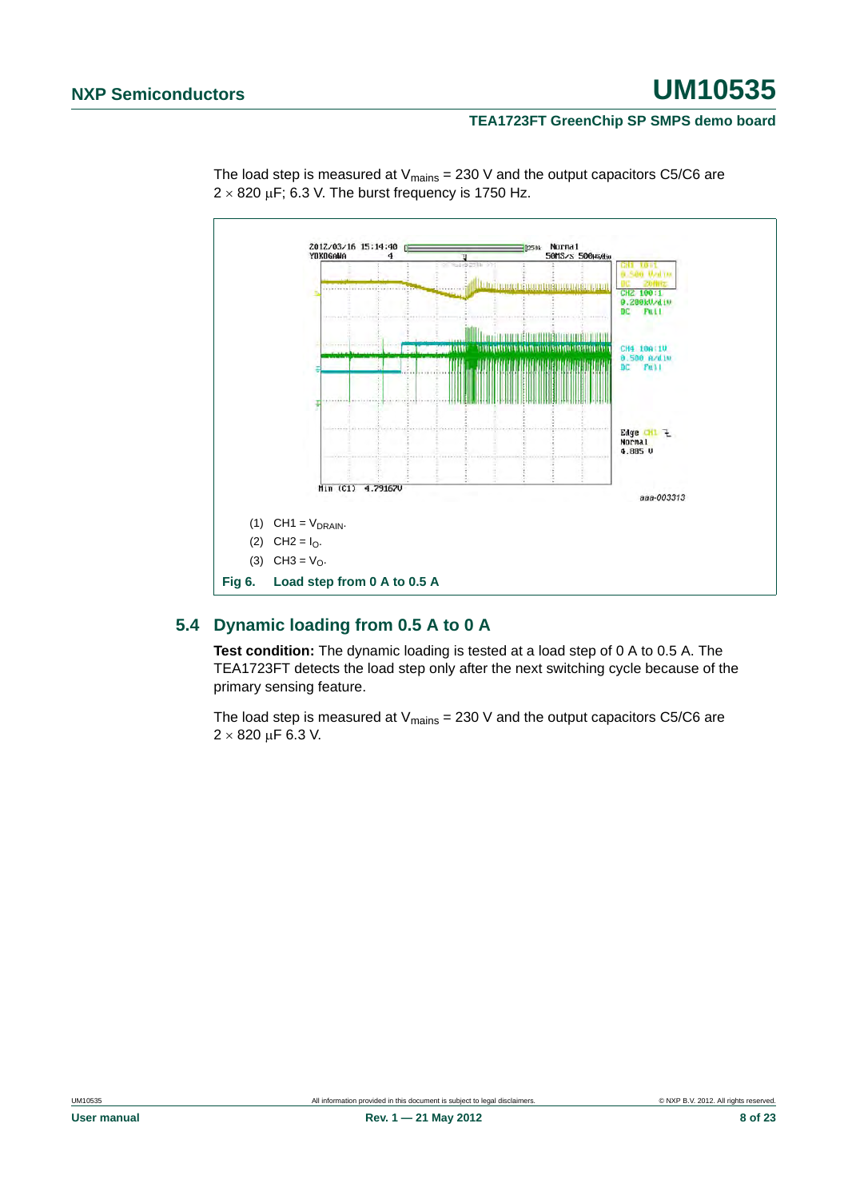The load step is measured at $V_{mains}$ = 230 V and the output capacitors C5/C6 are 2 × 820 μF; 6.3 V. The burst frequency is 1750 Hz.

2012/03/16 15:14:40
YOKOGAWA
Normal
50MS/s 500μs/div
CH1 10:1
0.500 V/div
DC 20MHz
CH2 100:1
0.200kV/div
DC Full
CH4 10A:1V
0.500 A/div
DC Full
Edge CH1
Normal
4.885 V
Min (C1) 4.79167V
aaa-003313

(1) CH1 = $V_{DRAIN}$.

(2) CH2 = $I_O$.

(3) CH3 = $V_O$.

**Fig 6. Load step from 0 A to 0.5 A**

## 5.4 Dynamic loading from 0.5 A to 0 A

**Test condition:** The dynamic loading is tested at a load step of 0 A to 0.5 A. The TEA1723FT detects the load step only after the next switching cycle because of the primary sensing feature.

The load step is measured at $V_{mains}$ = 230 V and the output capacitors C5/C6 are 2 × 820 μF 6.3 V.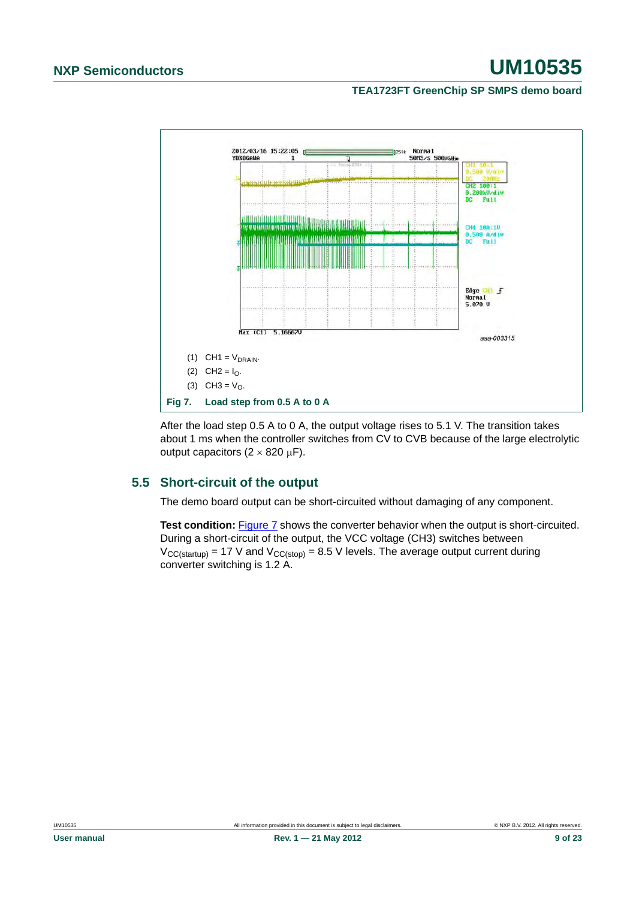2012/03/16 15:22:05
YOKOGAWA
1
25k Normal
50MS/s 500μs/div

CH1 10:1
0.500 V/div
DC 20MHz
CH2 100:1
0.200kV/div
DC Full

CH4 10A:1V
0.500 A/div
DC Full

Edge CH1
Normal
5.070 V

Max (C1) 5.16667V

aaa-003315

(1) CH1 = $V_{DRAIN}$.

(2) CH2 = $I_O$.

(3) CH3 = $V_O$.

**Fig 7. Load step from 0.5 A to 0 A**

After the load step 0.5 A to 0 A, the output voltage rises to 5.1 V. The transition takes about 1 ms when the controller switches from CV to CVB because of the large electrolytic output capacitors (2 × 820 μF).

## 5.5 Short-circuit of the output

The demo board output can be short-circuited without damaging of any component.

**Test condition:** Figure 7 shows the converter behavior when the output is short-circuited. During a short-circuit of the output, the VCC voltage (CH3) switches between $V_{CC(startup)}$ = 17 V and $V_{CC(stop)}$ = 8.5 V levels. The average output current during converter switching is 1.2 A.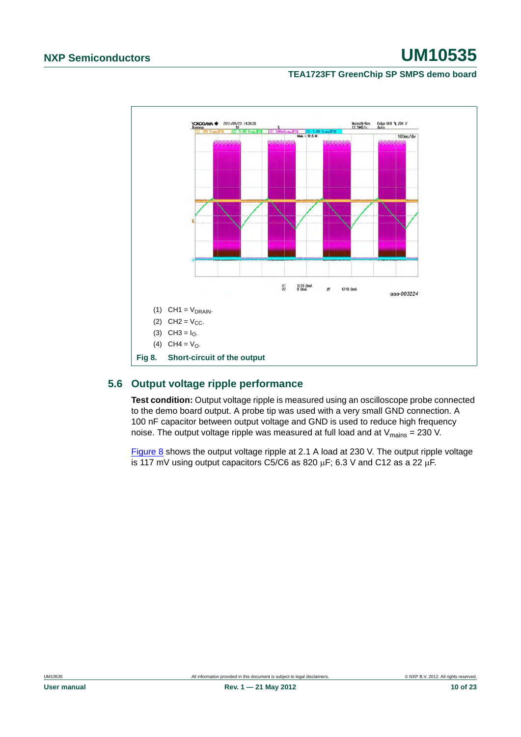YOKOGAWA ◆ 2011/05/23 14:30:26

Running 10

Normal:6k-Res 12.5MS/s

Edge CH1 ⌐ 204 V Auto

CH1 100 V/div, CH2 5.00 V/div, CH3 500mA/div, CH4 1.00 V/div

Main : 12.5 M

100ms/div

V1 1210.0mA

V2 0.0mA

ΔV 1210.0mA

aaa-003224

(1) CH1 = $V_{DRAIN}$.

(2) CH2 = $V_{CC}$.

(3) CH3 = $I_O$.

(4) CH4 = $V_O$.

**Fig 8. Short-circuit of the output**

## 5.6 Output voltage ripple performance

**Test condition:** Output voltage ripple is measured using an oscilloscope probe connected to the demo board output. A probe tip was used with a very small GND connection. A 100 nF capacitor between output voltage and GND is used to reduce high frequency noise. The output voltage ripple was measured at full load and at $V_{mains}$ = 230 V.

Figure 8 shows the output voltage ripple at 2.1 A load at 230 V. The output ripple voltage is 117 mV using output capacitors C5/C6 as 820 μF; 6.3 V and C12 as a 22 μF.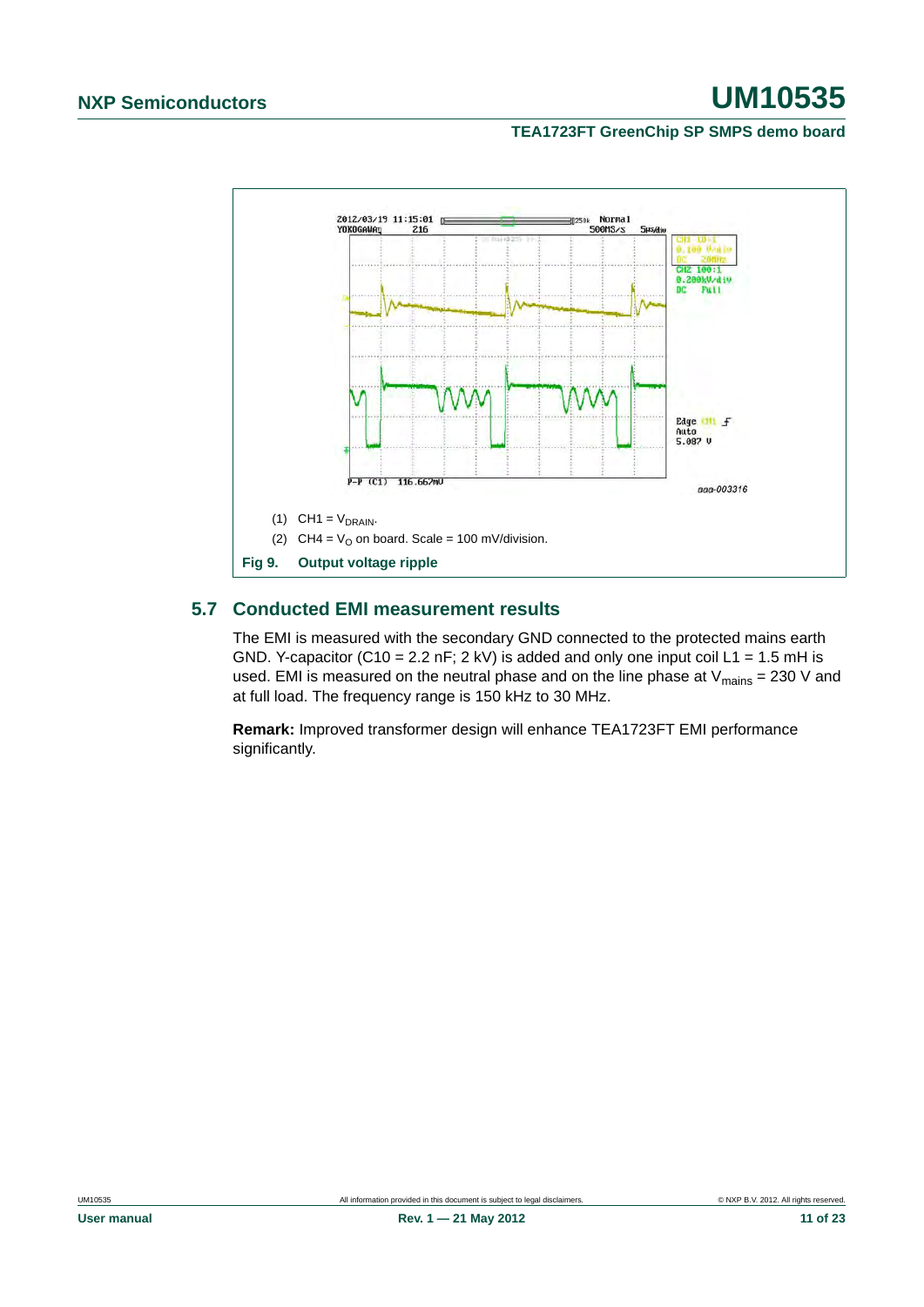2012/03/19 11:15:01
YOKOGAWA
216
Normal
500MS/s
5μs/div
CH1 10:1
0.100 V/div
DC 20MHz
CH2 100:1
0.200kV/div
DC Full
Edge CH1
Auto
5.087 V
P-P (C1) 116.667mV
aaa-003316

(1) CH1 = $V_{DRAIN}$.

(2) CH4 = $V_O$ on board. Scale = 100 mV/division.

**Fig 9. Output voltage ripple**

## 5.7 Conducted EMI measurement results

The EMI is measured with the secondary GND connected to the protected mains earth GND. Y-capacitor (C10 = 2.2 nF; 2 kV) is added and only one input coil L1 = 1.5 mH is used. EMI is measured on the neutral phase and on the line phase at $V_{mains}$ = 230 V and at full load. The frequency range is 150 kHz to 30 MHz.

**Remark:** Improved transformer design will enhance TEA1723FT EMI performance significantly.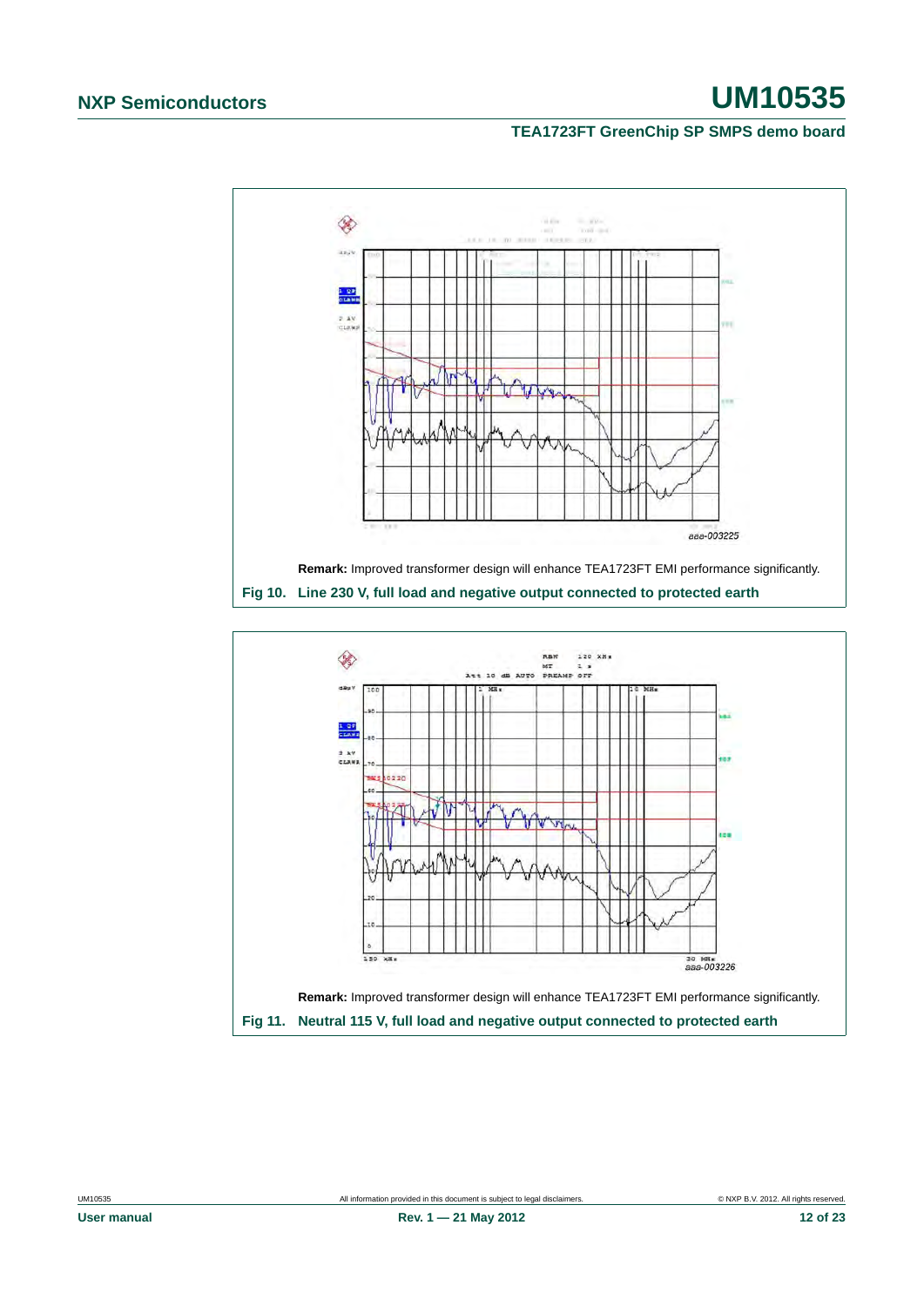aaa-003225

**Remark:** Improved transformer design will enhance TEA1723FT EMI performance significantly.

**Fig 10. Line 230 V, full load and negative output connected to protected earth**

RBW 120 kHz
MT 1 s
Att 10 dB AUTO PREAMP OFF

dBµV
100
90
80
70
60
50
40
30
20
10
0

1 MHz
10 MHz
150 kHz
30 MHz

aaa-003226

**Remark:** Improved transformer design will enhance TEA1723FT EMI performance significantly.

**Fig 11. Neutral 115 V, full load and negative output connected to protected earth**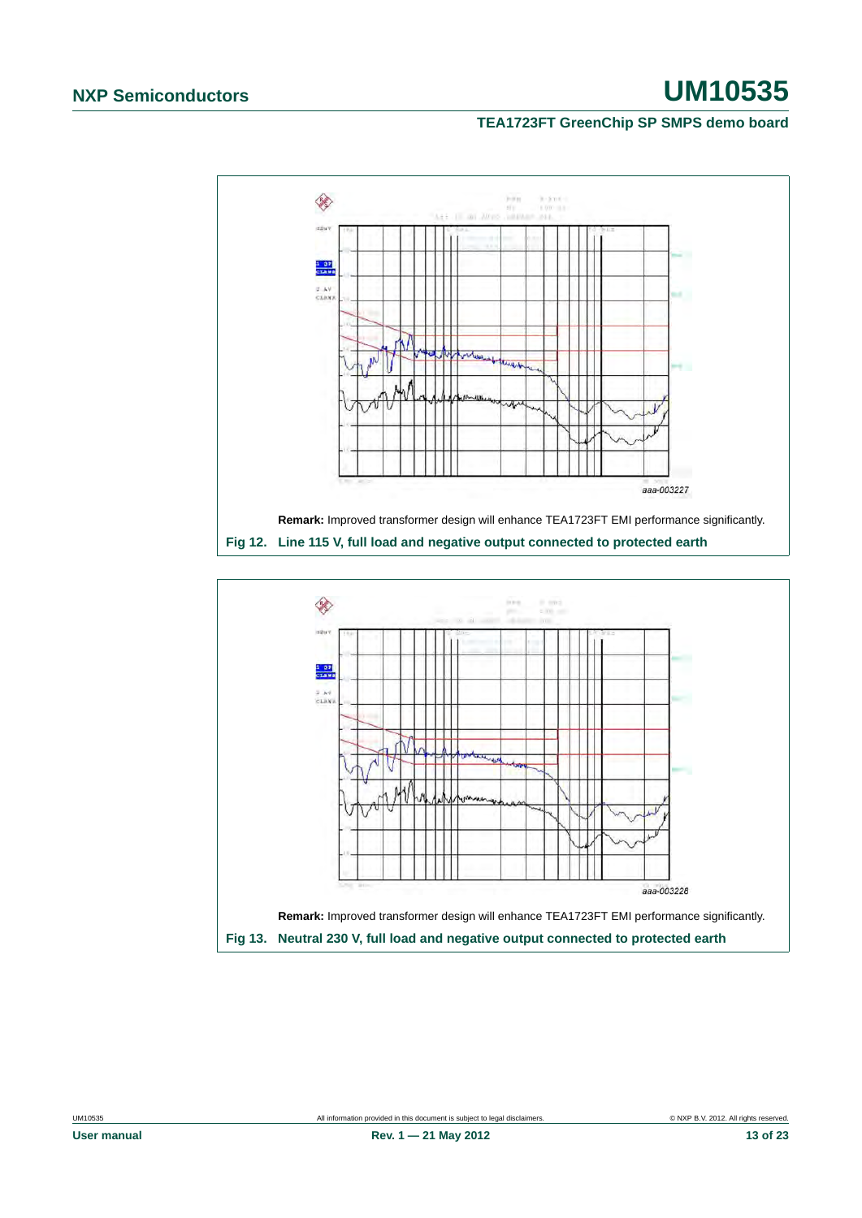aaa-003227

**Remark:** Improved transformer design will enhance TEA1723FT EMI performance significantly.

**Fig 12. Line 115 V, full load and negative output connected to protected earth**

aaa-003228

**Remark:** Improved transformer design will enhance TEA1723FT EMI performance significantly.

**Fig 13. Neutral 230 V, full load and negative output connected to protected earth**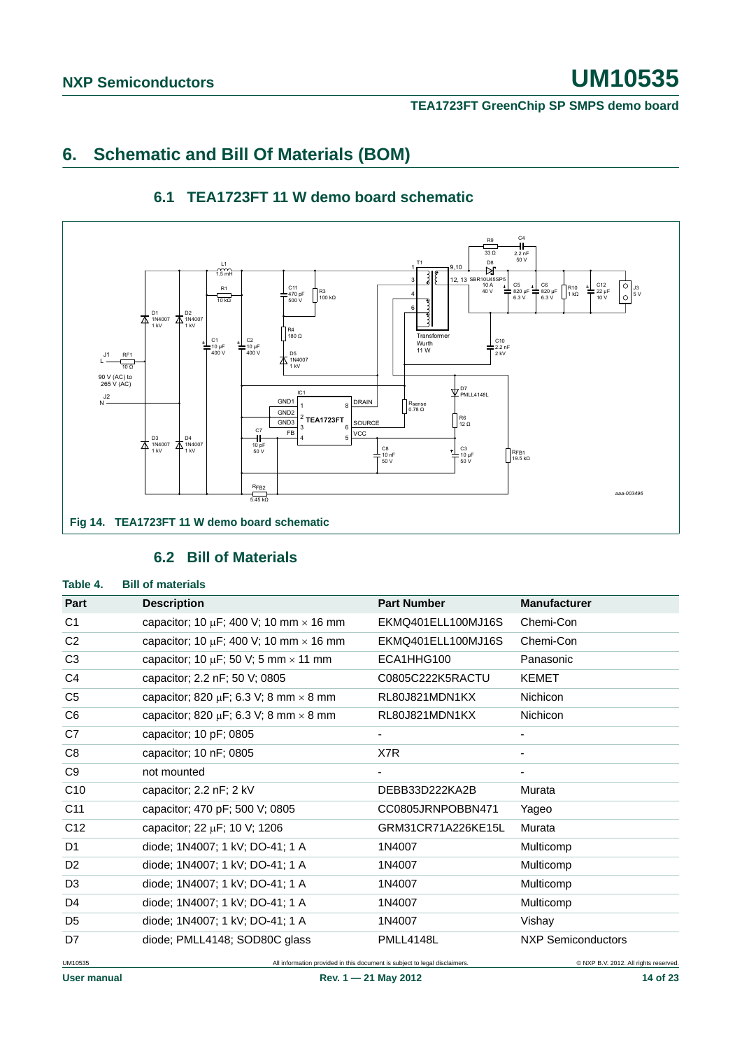# 6. Schematic and Bill Of Materials (BOM)

## 6.1 TEA1723FT 11 W demo board schematic

Fig 14. TEA1723FT 11 W demo board schematic

## 6.2 Bill of Materials

**Table 4. Bill of materials**

| Part | Description | Part Number | Manufacturer |
|---|---|---|---|
| C1 | capacitor; 10 μF; 400 V; 10 mm × 16 mm | EKMQ401ELL100MJ16S | Chemi-Con |
| C2 | capacitor; 10 μF; 400 V; 10 mm × 16 mm | EKMQ401ELL100MJ16S | Chemi-Con |
| C3 | capacitor; 10 μF; 50 V; 5 mm × 11 mm | ECA1HHG100 | Panasonic |
| C4 | capacitor; 2.2 nF; 50 V; 0805 | C0805C222K5RACTU | KEMET |
| C5 | capacitor; 820 μF; 6.3 V; 8 mm × 8 mm | RL80J821MDN1KX | Nichicon |
| C6 | capacitor; 820 μF; 6.3 V; 8 mm × 8 mm | RL80J821MDN1KX | Nichicon |
| C7 | capacitor; 10 pF; 0805 | - | - |
| C8 | capacitor; 10 nF; 0805 | X7R | - |
| C9 | not mounted | - | - |
| C10 | capacitor; 2.2 nF; 2 kV | DEBB33D222KA2B | Murata |
| C11 | capacitor; 470 pF; 500 V; 0805 | CC0805JRNPOBBN471 | Yageo |
| C12 | capacitor; 22 μF; 10 V; 1206 | GRM31CR71A226KE15L | Murata |
| D1 | diode; 1N4007; 1 kV; DO-41; 1 A | 1N4007 | Multicomp |
| D2 | diode; 1N4007; 1 kV; DO-41; 1 A | 1N4007 | Multicomp |
| D3 | diode; 1N4007; 1 kV; DO-41; 1 A | 1N4007 | Multicomp |
| D4 | diode; 1N4007; 1 kV; DO-41; 1 A | 1N4007 | Multicomp |
| D5 | diode; 1N4007; 1 kV; DO-41; 1 A | 1N4007 | Vishay |
| D7 | diode; PMLL4148; SOD80C glass | PMLL4148L | NXP Semiconductors |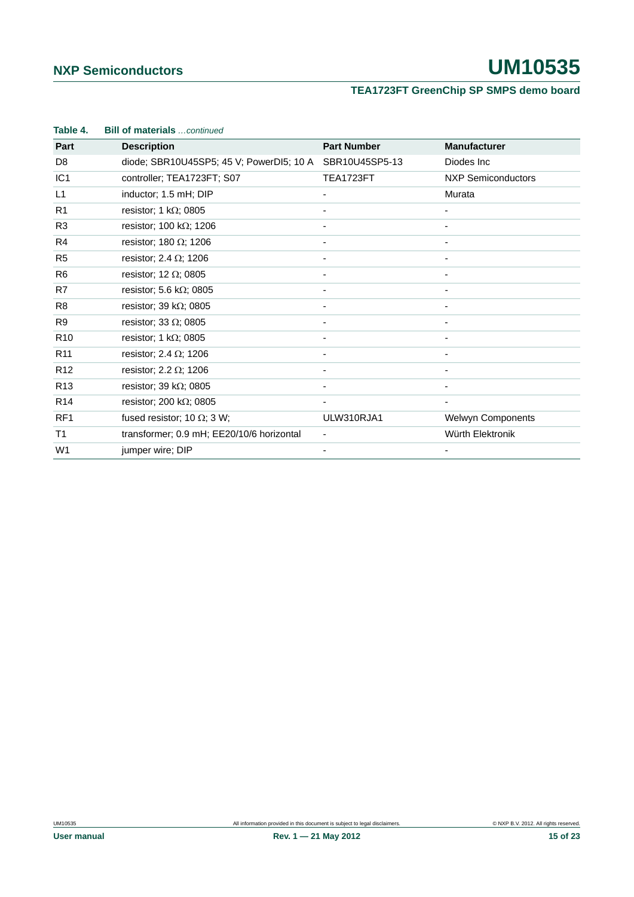**Table 4. Bill of materials** *…continued*

| Part | Description | Part Number | Manufacturer |
|---|---|---|---|
| D8 | diode; SBR10U45SP5; 45 V; PowerDI5; 10 A | SBR10U45SP5-13 | Diodes Inc |
| IC1 | controller; TEA1723FT; S07 | TEA1723FT | NXP Semiconductors |
| L1 | inductor; 1.5 mH; DIP | - | Murata |
| R1 | resistor; 1 kΩ; 0805 | - | - |
| R3 | resistor; 100 kΩ; 1206 | - | - |
| R4 | resistor; 180 Ω; 1206 | - | - |
| R5 | resistor; 2.4 Ω; 1206 | - | - |
| R6 | resistor; 12 Ω; 0805 | - | - |
| R7 | resistor; 5.6 kΩ; 0805 | - | - |
| R8 | resistor; 39 kΩ; 0805 | - | - |
| R9 | resistor; 33 Ω; 0805 | - | - |
| R10 | resistor; 1 kΩ; 0805 | - | - |
| R11 | resistor; 2.4 Ω; 1206 | - | - |
| R12 | resistor; 2.2 Ω; 1206 | - | - |
| R13 | resistor; 39 kΩ; 0805 | - | - |
| R14 | resistor; 200 kΩ; 0805 | - | - |
| RF1 | fused resistor; 10 Ω; 3 W; | ULW310RJA1 | Welwyn Components |
| T1 | transformer; 0.9 mH; EE20/10/6 horizontal | - | Würth Elektronik |
| W1 | jumper wire; DIP | - | - |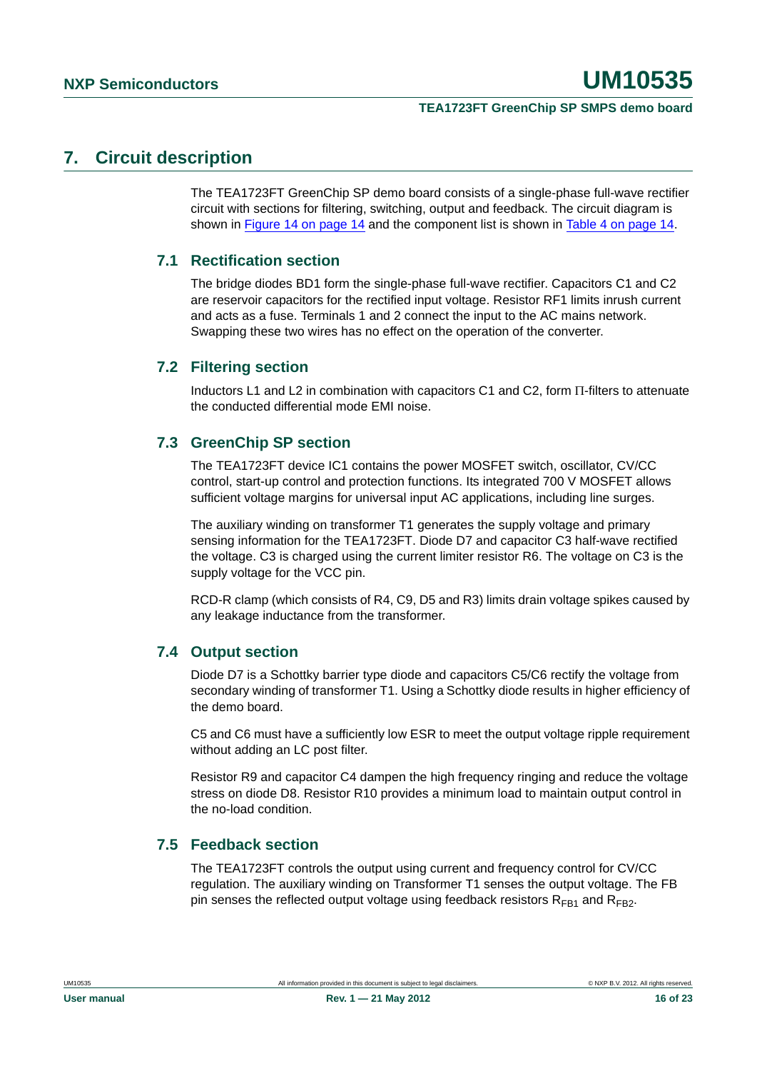# 7. Circuit description

The TEA1723FT GreenChip SP demo board consists of a single-phase full-wave rectifier circuit with sections for filtering, switching, output and feedback. The circuit diagram is shown in Figure 14 on page 14 and the component list is shown in Table 4 on page 14.

## 7.1 Rectification section

The bridge diodes BD1 form the single-phase full-wave rectifier. Capacitors C1 and C2 are reservoir capacitors for the rectified input voltage. Resistor RF1 limits inrush current and acts as a fuse. Terminals 1 and 2 connect the input to the AC mains network. Swapping these two wires has no effect on the operation of the converter.

## 7.2 Filtering section

Inductors L1 and L2 in combination with capacitors C1 and C2, form Π-filters to attenuate the conducted differential mode EMI noise.

## 7.3 GreenChip SP section

The TEA1723FT device IC1 contains the power MOSFET switch, oscillator, CV/CC control, start-up control and protection functions. Its integrated 700 V MOSFET allows sufficient voltage margins for universal input AC applications, including line surges.

The auxiliary winding on transformer T1 generates the supply voltage and primary sensing information for the TEA1723FT. Diode D7 and capacitor C3 half-wave rectified the voltage. C3 is charged using the current limiter resistor R6. The voltage on C3 is the supply voltage for the VCC pin.

RCD-R clamp (which consists of R4, C9, D5 and R3) limits drain voltage spikes caused by any leakage inductance from the transformer.

## 7.4 Output section

Diode D7 is a Schottky barrier type diode and capacitors C5/C6 rectify the voltage from secondary winding of transformer T1. Using a Schottky diode results in higher efficiency of the demo board.

C5 and C6 must have a sufficiently low ESR to meet the output voltage ripple requirement without adding an LC post filter.

Resistor R9 and capacitor C4 dampen the high frequency ringing and reduce the voltage stress on diode D8. Resistor R10 provides a minimum load to maintain output control in the no-load condition.

## 7.5 Feedback section

The TEA1723FT controls the output using current and frequency control for CV/CC regulation. The auxiliary winding on Transformer T1 senses the output voltage. The FB pin senses the reflected output voltage using feedback resistors $R_{FB1}$ and $R_{FB2}$.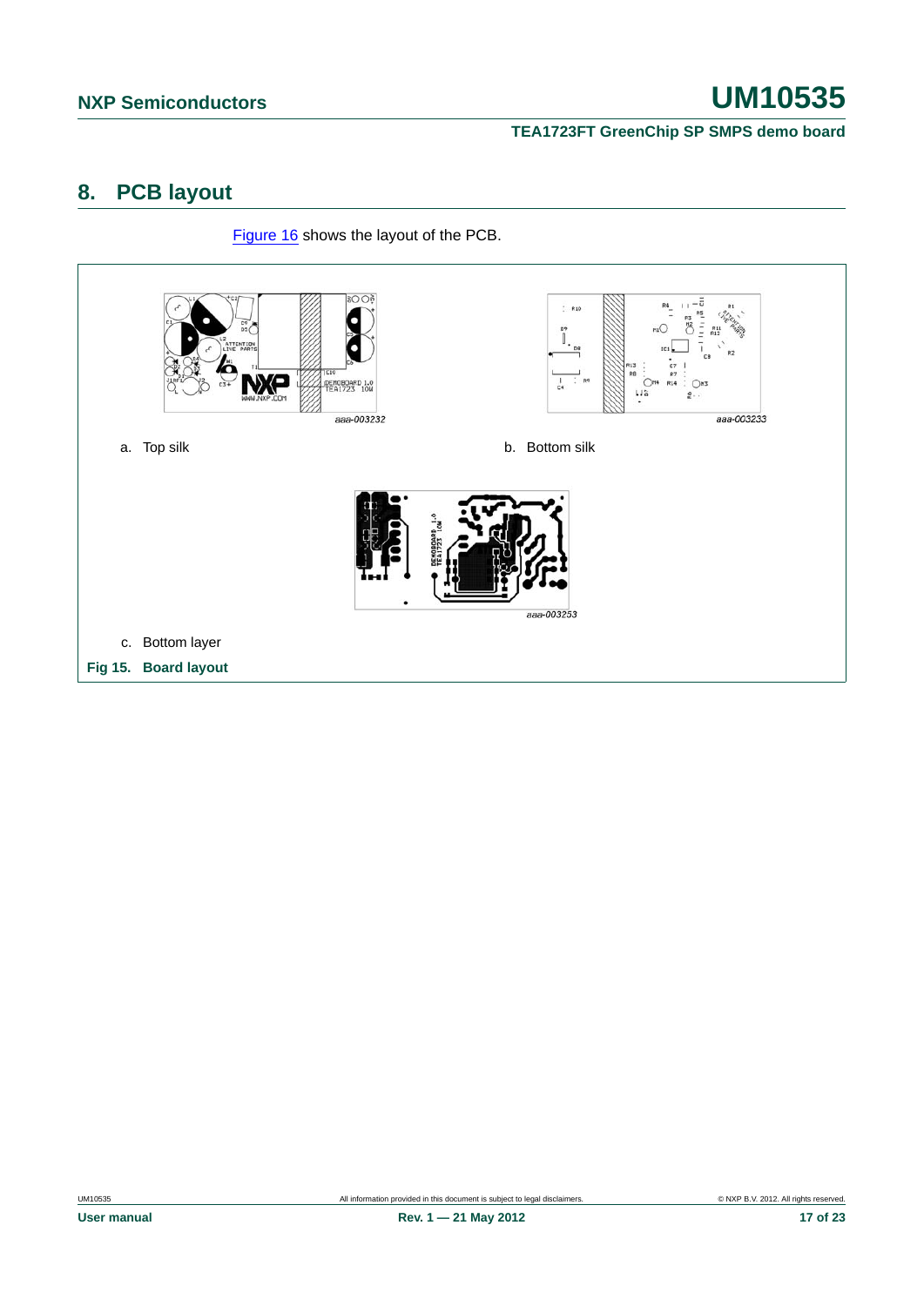## 8. PCB layout

Figure 16 shows the layout of the PCB.

aaa-003232

a. Top silk

aaa-003233

b. Bottom silk

aaa-003253

c. Bottom layer

**Fig 15. Board layout**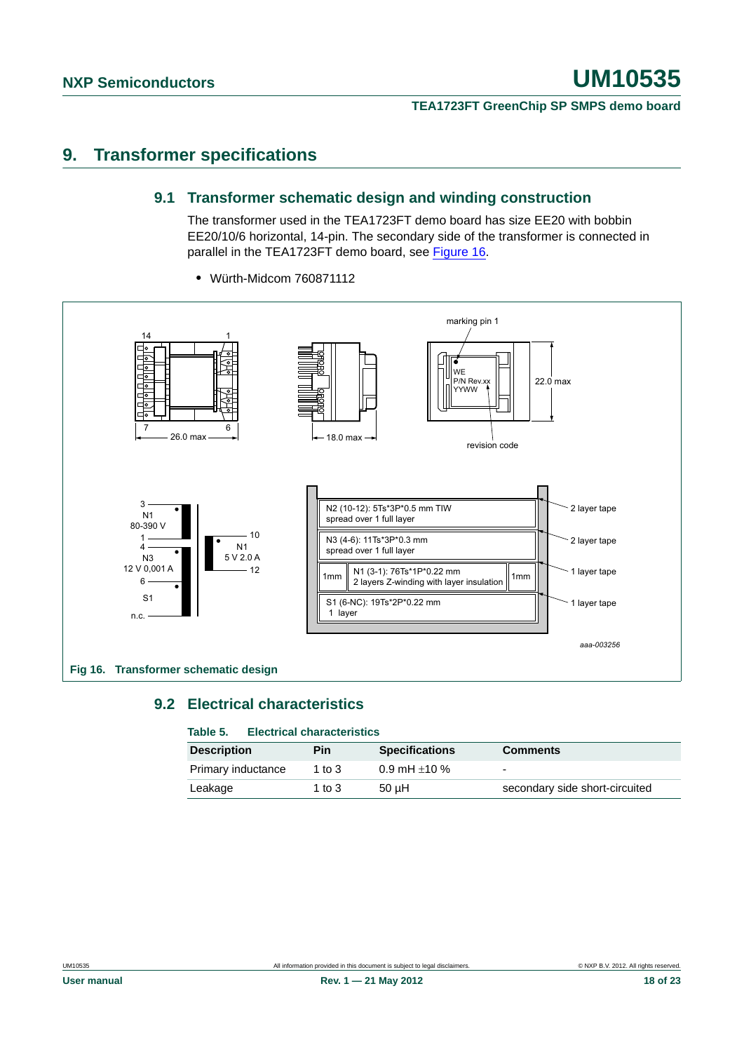# 9. Transformer specifications

## 9.1 Transformer schematic design and winding construction

The transformer used in the TEA1723FT demo board has size EE20 with bobbin EE20/10/6 horizontal, 14-pin. The secondary side of the transformer is connected in parallel in the TEA1723FT demo board, see Figure 16.

- Würth-Midcom 760871112

14
1
7
6
26.0 max
18.0 max
marking pin 1
WE
P/N Rev.xx
YYWW
22.0 max
revision code

3
N1
80-390 V
1
4
N3
12 V 0,001 A
6
S1
n.c.
10
N1
5 V 2.0 A
12

N2 (10-12): 5Ts*3P*0.5 mm TIW
spread over 1 full layer
2 layer tape

N3 (4-6): 11Ts*3P*0.3 mm
spread over 1 full layer
2 layer tape

1mm
N1 (3-1): 76Ts*1P*0.22 mm
2 layers Z-winding with layer insulation
1mm
1 layer tape

S1 (6-NC): 19Ts*2P*0.22 mm
1 layer
1 layer tape

aaa-003256

**Fig 16. Transformer schematic design**

## 9.2 Electrical characteristics

**Table 5. Electrical characteristics**

| Description | Pin | Specifications | Comments |
|---|---|---|---|
| Primary inductance | 1 to 3 | 0.9 mH ±10 % | - |
| Leakage | 1 to 3 | 50 µH | secondary side short-circuited |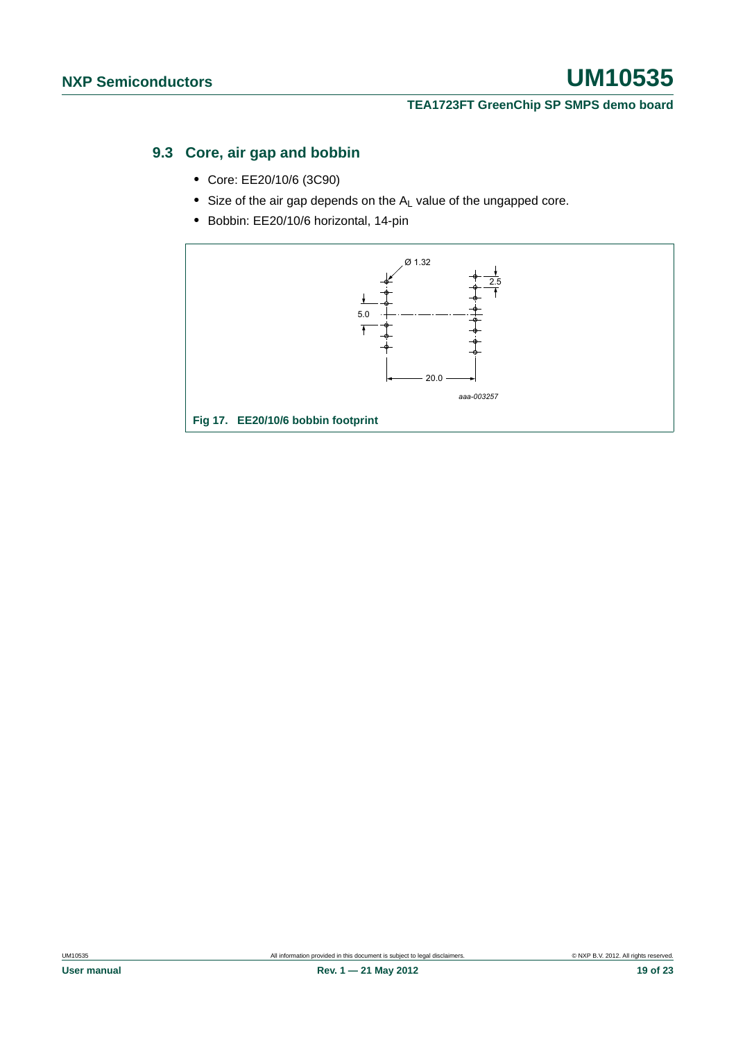## 9.3 Core, air gap and bobbin

- Core: EE20/10/6 (3C90)
- Size of the air gap depends on the $A_L$ value of the ungapped core.
- Bobbin: EE20/10/6 horizontal, 14-pin

Ø 1.32

2.5

5.0

20.0

aaa-003257

**Fig 17. EE20/10/6 bobbin footprint**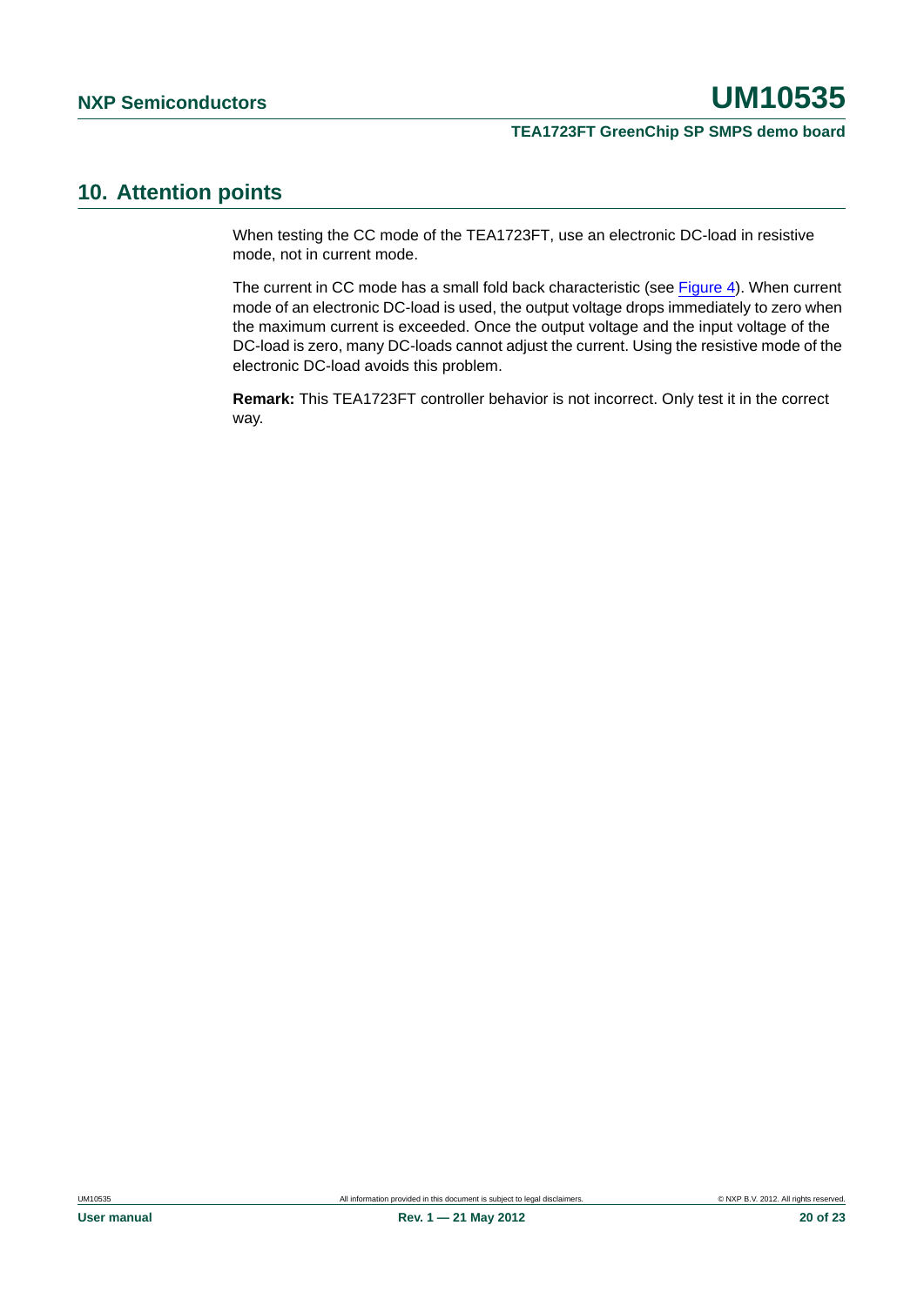## 10. Attention points

When testing the CC mode of the TEA1723FT, use an electronic DC-load in resistive mode, not in current mode.

The current in CC mode has a small fold back characteristic (see Figure 4). When current mode of an electronic DC-load is used, the output voltage drops immediately to zero when the maximum current is exceeded. Once the output voltage and the input voltage of the DC-load is zero, many DC-loads cannot adjust the current. Using the resistive mode of the electronic DC-load avoids this problem.

**Remark:** This TEA1723FT controller behavior is not incorrect. Only test it in the correct way.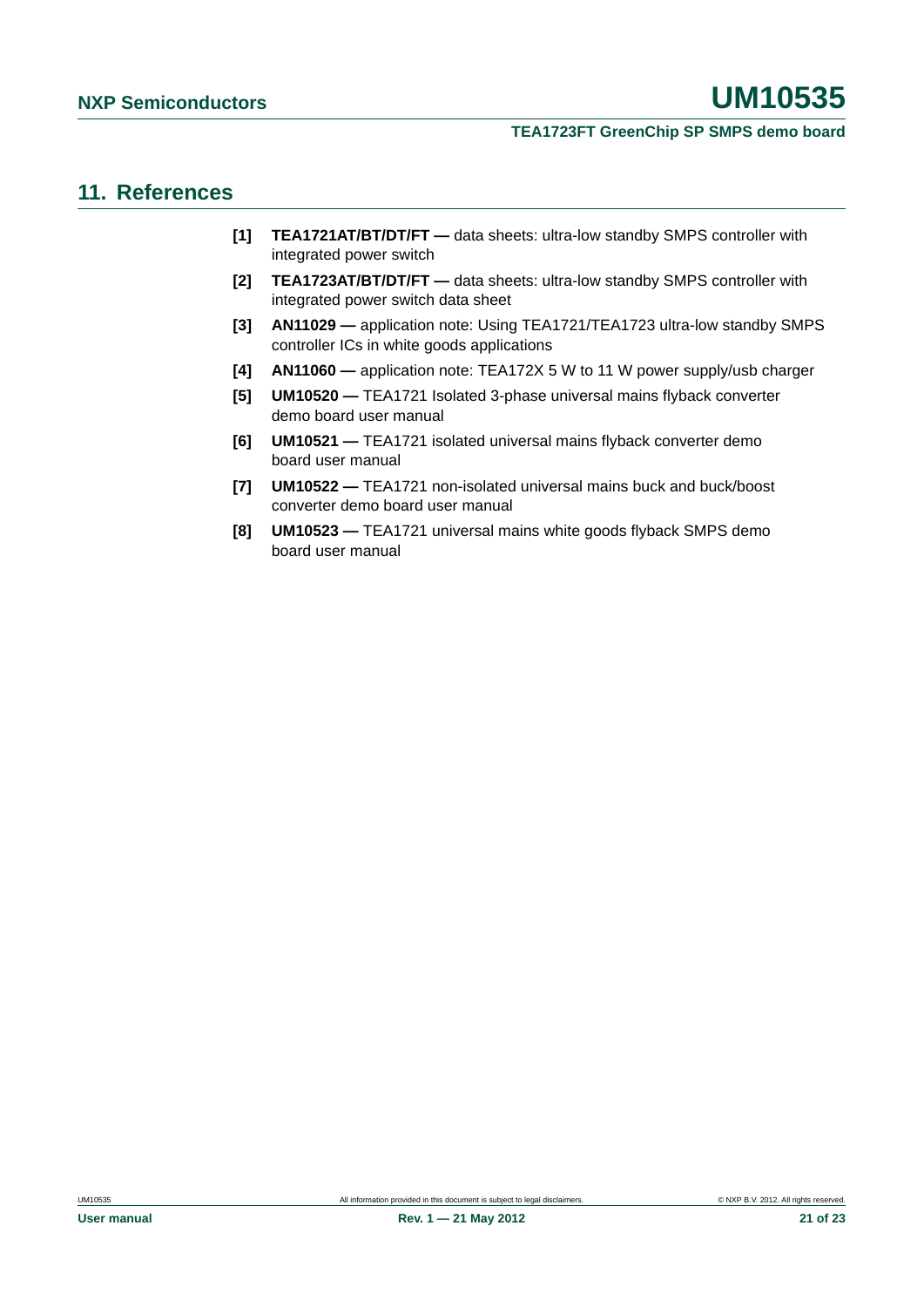## 11. References

[1] **TEA1721AT/BT/DT/FT —** data sheets: ultra-low standby SMPS controller with integrated power switch

[2] **TEA1723AT/BT/DT/FT —** data sheets: ultra-low standby SMPS controller with integrated power switch data sheet

[3] **AN11029 —** application note: Using TEA1721/TEA1723 ultra-low standby SMPS controller ICs in white goods applications

[4] **AN11060 —** application note: TEA172X 5 W to 11 W power supply/usb charger

[5] **UM10520 —** TEA1721 Isolated 3-phase universal mains flyback converter demo board user manual

[6] **UM10521 —** TEA1721 isolated universal mains flyback converter demo board user manual

[7] **UM10522 —** TEA1721 non-isolated universal mains buck and buck/boost converter demo board user manual

[8] **UM10523 —** TEA1721 universal mains white goods flyback SMPS demo board user manual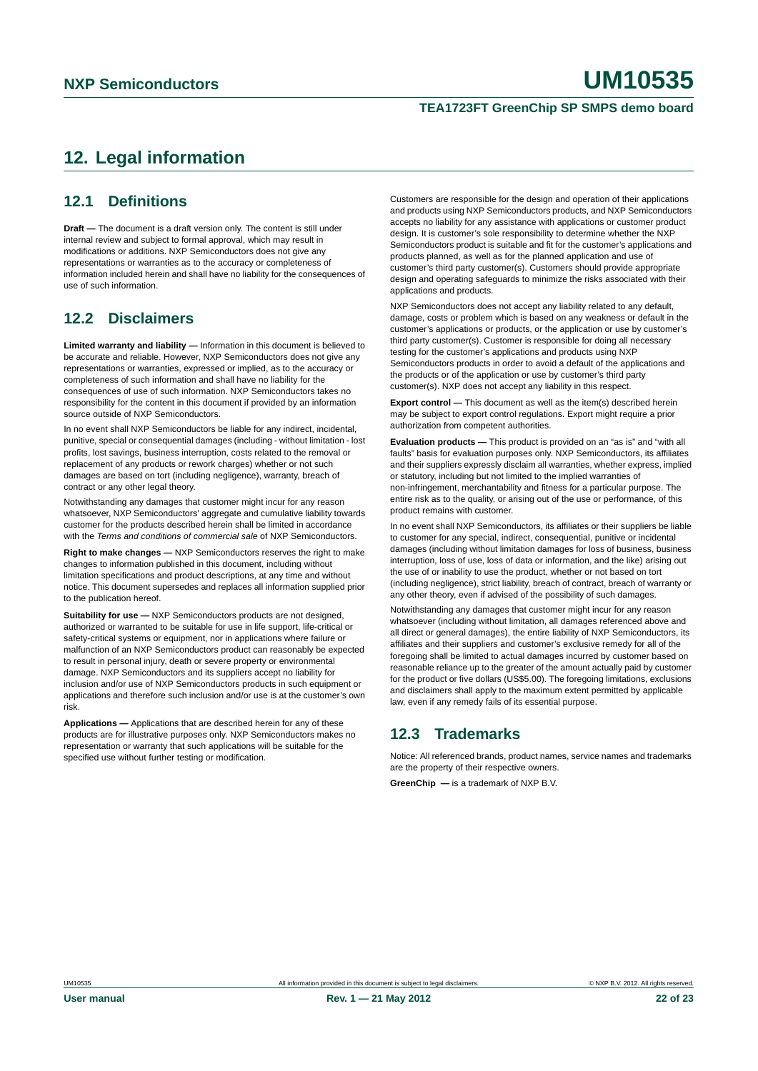# 12. Legal information

## 12.1 Definitions

**Draft —** The document is a draft version only. The content is still under internal review and subject to formal approval, which may result in modifications or additions. NXP Semiconductors does not give any representations or warranties as to the accuracy or completeness of information included herein and shall have no liability for the consequences of use of such information.

## 12.2 Disclaimers

**Limited warranty and liability —** Information in this document is believed to be accurate and reliable. However, NXP Semiconductors does not give any representations or warranties, expressed or implied, as to the accuracy or completeness of such information and shall have no liability for the consequences of use of such information. NXP Semiconductors takes no responsibility for the content in this document if provided by an information source outside of NXP Semiconductors.

In no event shall NXP Semiconductors be liable for any indirect, incidental, punitive, special or consequential damages (including - without limitation - lost profits, lost savings, business interruption, costs related to the removal or replacement of any products or rework charges) whether or not such damages are based on tort (including negligence), warranty, breach of contract or any other legal theory.

Notwithstanding any damages that customer might incur for any reason whatsoever, NXP Semiconductors' aggregate and cumulative liability towards customer for the products described herein shall be limited in accordance with the *Terms and conditions of commercial sale* of NXP Semiconductors.

**Right to make changes —** NXP Semiconductors reserves the right to make changes to information published in this document, including without limitation specifications and product descriptions, at any time and without notice. This document supersedes and replaces all information supplied prior to the publication hereof.

**Suitability for use —** NXP Semiconductors products are not designed, authorized or warranted to be suitable for use in life support, life-critical or safety-critical systems or equipment, nor in applications where failure or malfunction of an NXP Semiconductors product can reasonably be expected to result in personal injury, death or severe property or environmental damage. NXP Semiconductors and its suppliers accept no liability for inclusion and/or use of NXP Semiconductors products in such equipment or applications and therefore such inclusion and/or use is at the customer's own risk.

**Applications —** Applications that are described herein for any of these products are for illustrative purposes only. NXP Semiconductors makes no representation or warranty that such applications will be suitable for the specified use without further testing or modification.

Customers are responsible for the design and operation of their applications and products using NXP Semiconductors products, and NXP Semiconductors accepts no liability for any assistance with applications or customer product design. It is customer's sole responsibility to determine whether the NXP Semiconductors product is suitable and fit for the customer's applications and products planned, as well as for the planned application and use of customer's third party customer(s). Customers should provide appropriate design and operating safeguards to minimize the risks associated with their applications and products.

NXP Semiconductors does not accept any liability related to any default, damage, costs or problem which is based on any weakness or default in the customer's applications or products, or the application or use by customer's third party customer(s). Customer is responsible for doing all necessary testing for the customer's applications and products using NXP Semiconductors products in order to avoid a default of the applications and the products or of the application or use by customer's third party customer(s). NXP does not accept any liability in this respect.

**Export control —** This document as well as the item(s) described herein may be subject to export control regulations. Export might require a prior authorization from competent authorities.

**Evaluation products —** This product is provided on an "as is" and "with all faults" basis for evaluation purposes only. NXP Semiconductors, its affiliates and their suppliers expressly disclaim all warranties, whether express, implied or statutory, including but not limited to the implied warranties of non-infringement, merchantability and fitness for a particular purpose. The entire risk as to the quality, or arising out of the use or performance, of this product remains with customer.

In no event shall NXP Semiconductors, its affiliates or their suppliers be liable to customer for any special, indirect, consequential, punitive or incidental damages (including without limitation damages for loss of business, business interruption, loss of use, loss of data or information, and the like) arising out the use of or inability to use the product, whether or not based on tort (including negligence), strict liability, breach of contract, breach of warranty or any other theory, even if advised of the possibility of such damages.

Notwithstanding any damages that customer might incur for any reason whatsoever (including without limitation, all damages referenced above and all direct or general damages), the entire liability of NXP Semiconductors, its affiliates and their suppliers and customer's exclusive remedy for all of the foregoing shall be limited to actual damages incurred by customer based on reasonable reliance up to the greater of the amount actually paid by customer for the product or five dollars (US$5.00). The foregoing limitations, exclusions and disclaimers shall apply to the maximum extent permitted by applicable law, even if any remedy fails of its essential purpose.

## 12.3 Trademarks

Notice: All referenced brands, product names, service names and trademarks are the property of their respective owners.

**GreenChip —** is a trademark of NXP B.V.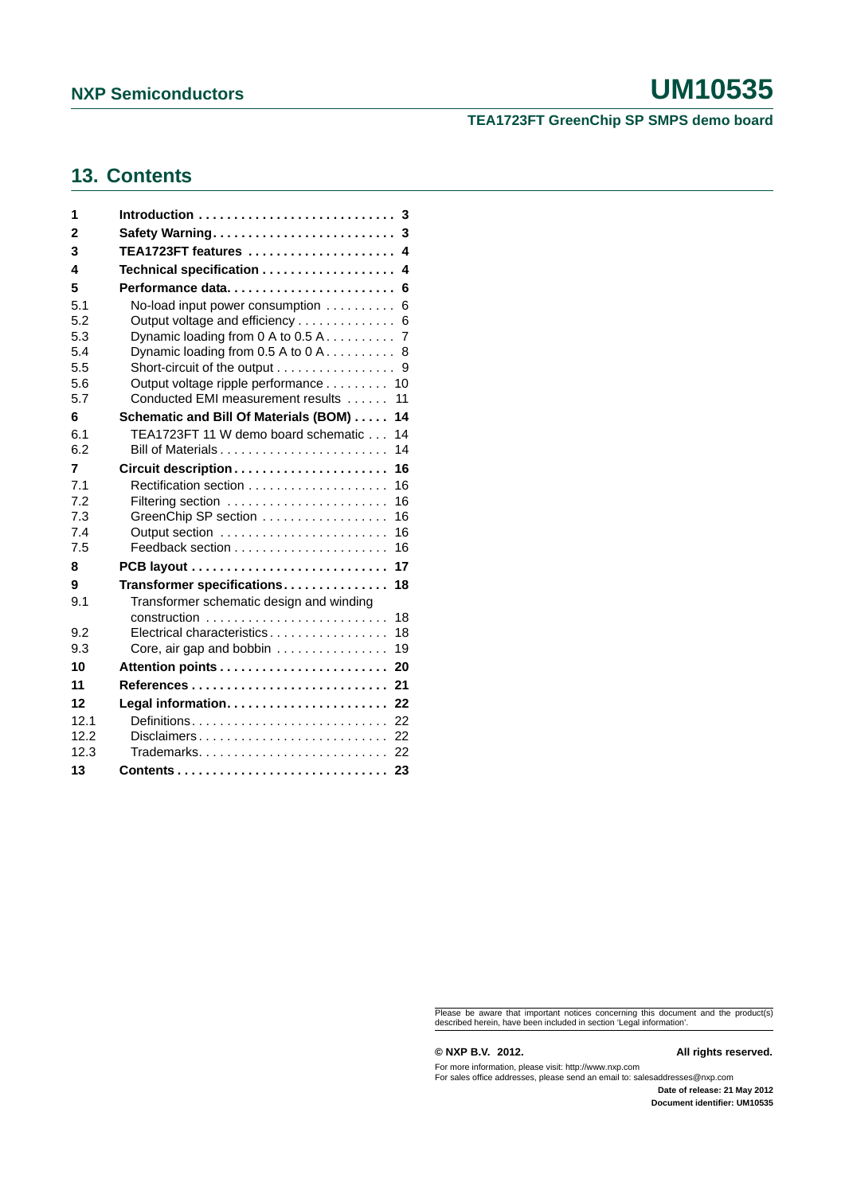## 13. Contents

| | | |
|---|---|---|
| **1** | **Introduction** | **3** |
| **2** | **Safety Warning** | **3** |
| **3** | **TEA1723FT features** | **4** |
| **4** | **Technical specification** | **4** |
| **5** | **Performance data** | **6** |
| 5.1 | No-load input power consumption | 6 |
| 5.2 | Output voltage and efficiency | 6 |
| 5.3 | Dynamic loading from 0 A to 0.5 A | 7 |
| 5.4 | Dynamic loading from 0.5 A to 0 A | 8 |
| 5.5 | Short-circuit of the output | 9 |
| 5.6 | Output voltage ripple performance | 10 |
| 5.7 | Conducted EMI measurement results | 11 |
| **6** | **Schematic and Bill Of Materials (BOM)** | **14** |
| 6.1 | TEA1723FT 11 W demo board schematic | 14 |
| 6.2 | Bill of Materials | 14 |
| **7** | **Circuit description** | **16** |
| 7.1 | Rectification section | 16 |
| 7.2 | Filtering section | 16 |
| 7.3 | GreenChip SP section | 16 |
| 7.4 | Output section | 16 |
| 7.5 | Feedback section | 16 |
| **8** | **PCB layout** | **17** |
| **9** | **Transformer specifications** | **18** |
| 9.1 | Transformer schematic design and winding construction | 18 |
| 9.2 | Electrical characteristics | 18 |
| 9.3 | Core, air gap and bobbin | 19 |
| **10** | **Attention points** | **20** |
| **11** | **References** | **21** |
| **12** | **Legal information** | **22** |
| 12.1 | Definitions | 22 |
| 12.2 | Disclaimers | 22 |
| 12.3 | Trademarks | 22 |
| **13** | **Contents** | **23** |

Please be aware that important notices concerning this document and the product(s) described herein, have been included in section 'Legal information'.

**© NXP B.V. 2012.** **All rights reserved.**

For more information, please visit: http://www.nxp.com
For sales office addresses, please send an email to: salesaddresses@nxp.com

**Date of release: 21 May 2012**
**Document identifier: UM10535**